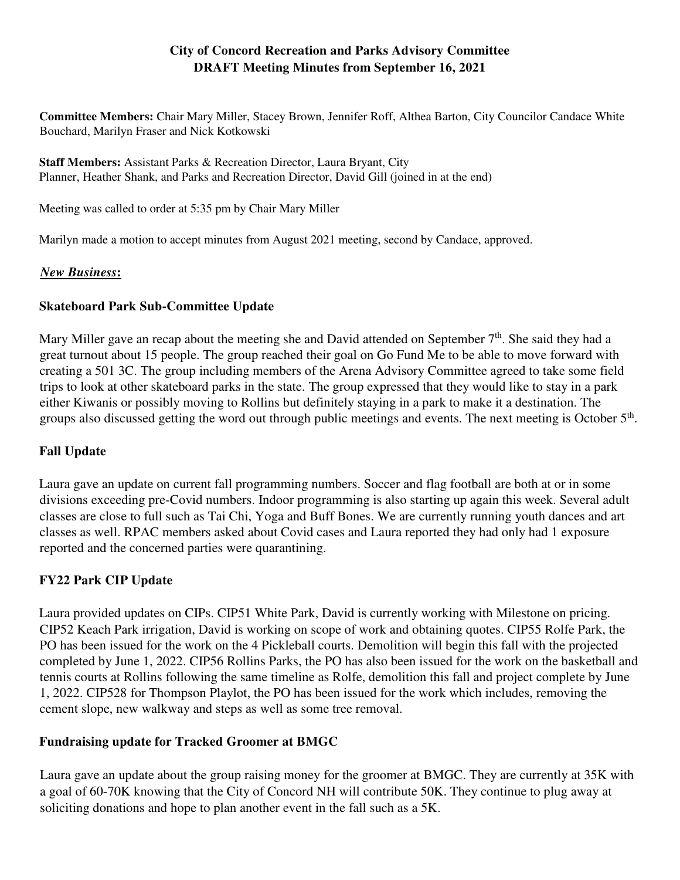# City of Concord Recreation and Parks Advisory Committee
# DRAFT Meeting Minutes from September 16, 2021

**Committee Members:** Chair Mary Miller, Stacey Brown, Jennifer Roff, Althea Barton, City Councilor Candace White Bouchard, Marilyn Fraser and Nick Kotkowski

**Staff Members:** Assistant Parks & Recreation Director, Laura Bryant, City Planner, Heather Shank, and Parks and Recreation Director, David Gill (joined in at the end)

Meeting was called to order at 5:35 pm by Chair Mary Miller

Marilyn made a motion to accept minutes from August 2021 meeting, second by Candace, approved.

## ***New Business*:**

### Skateboard Park Sub-Committee Update

Mary Miller gave an recap about the meeting she and David attended on September 7th. She said they had a great turnout about 15 people. The group reached their goal on Go Fund Me to be able to move forward with creating a 501 3C. The group including members of the Arena Advisory Committee agreed to take some field trips to look at other skateboard parks in the state. The group expressed that they would like to stay in a park either Kiwanis or possibly moving to Rollins but definitely staying in a park to make it a destination. The groups also discussed getting the word out through public meetings and events. The next meeting is October 5th.

### Fall Update

Laura gave an update on current fall programming numbers. Soccer and flag football are both at or in some divisions exceeding pre-Covid numbers. Indoor programming is also starting up again this week. Several adult classes are close to full such as Tai Chi, Yoga and Buff Bones. We are currently running youth dances and art classes as well. RPAC members asked about Covid cases and Laura reported they had only had 1 exposure reported and the concerned parties were quarantining.

### FY22 Park CIP Update

Laura provided updates on CIPs. CIP51 White Park, David is currently working with Milestone on pricing. CIP52 Keach Park irrigation, David is working on scope of work and obtaining quotes. CIP55 Rolfe Park, the PO has been issued for the work on the 4 Pickleball courts. Demolition will begin this fall with the projected completed by June 1, 2022. CIP56 Rollins Parks, the PO has also been issued for the work on the basketball and tennis courts at Rollins following the same timeline as Rolfe, demolition this fall and project complete by June 1, 2022. CIP528 for Thompson Playlot, the PO has been issued for the work which includes, removing the cement slope, new walkway and steps as well as some tree removal.

### Fundraising update for Tracked Groomer at BMGC

Laura gave an update about the group raising money for the groomer at BMGC. They are currently at 35K with a goal of 60-70K knowing that the City of Concord NH will contribute 50K. They continue to plug away at soliciting donations and hope to plan another event in the fall such as a 5K.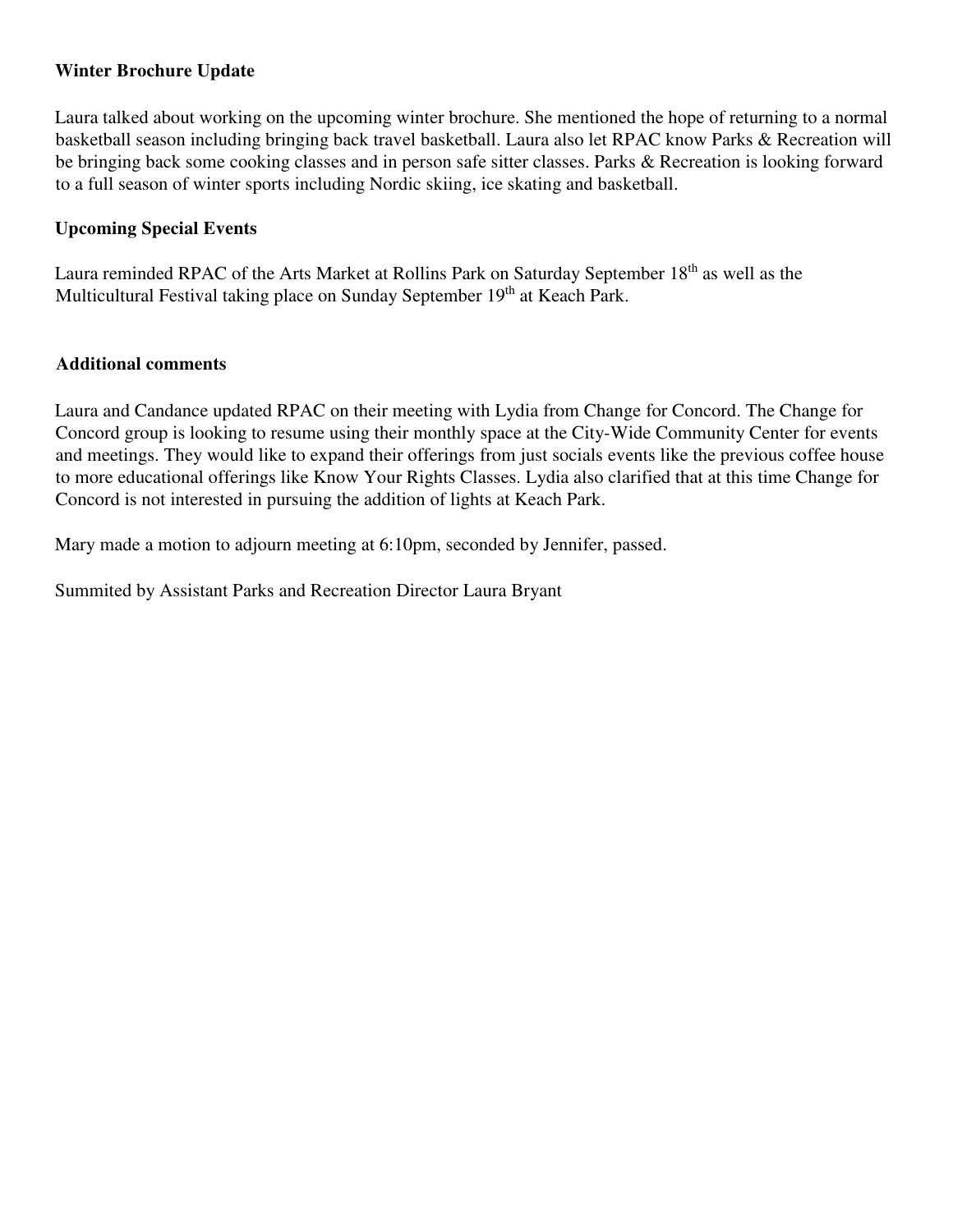**Winter Brochure Update**

Laura talked about working on the upcoming winter brochure. She mentioned the hope of returning to a normal basketball season including bringing back travel basketball. Laura also let RPAC know Parks & Recreation will be bringing back some cooking classes and in person safe sitter classes. Parks & Recreation is looking forward to a full season of winter sports including Nordic skiing, ice skating and basketball.

**Upcoming Special Events**

Laura reminded RPAC of the Arts Market at Rollins Park on Saturday September 18th as well as the Multicultural Festival taking place on Sunday September 19th at Keach Park.

**Additional comments**

Laura and Candance updated RPAC on their meeting with Lydia from Change for Concord. The Change for Concord group is looking to resume using their monthly space at the City-Wide Community Center for events and meetings. They would like to expand their offerings from just socials events like the previous coffee house to more educational offerings like Know Your Rights Classes. Lydia also clarified that at this time Change for Concord is not interested in pursuing the addition of lights at Keach Park.

Mary made a motion to adjourn meeting at 6:10pm, seconded by Jennifer, passed.

Summited by Assistant Parks and Recreation Director Laura Bryant